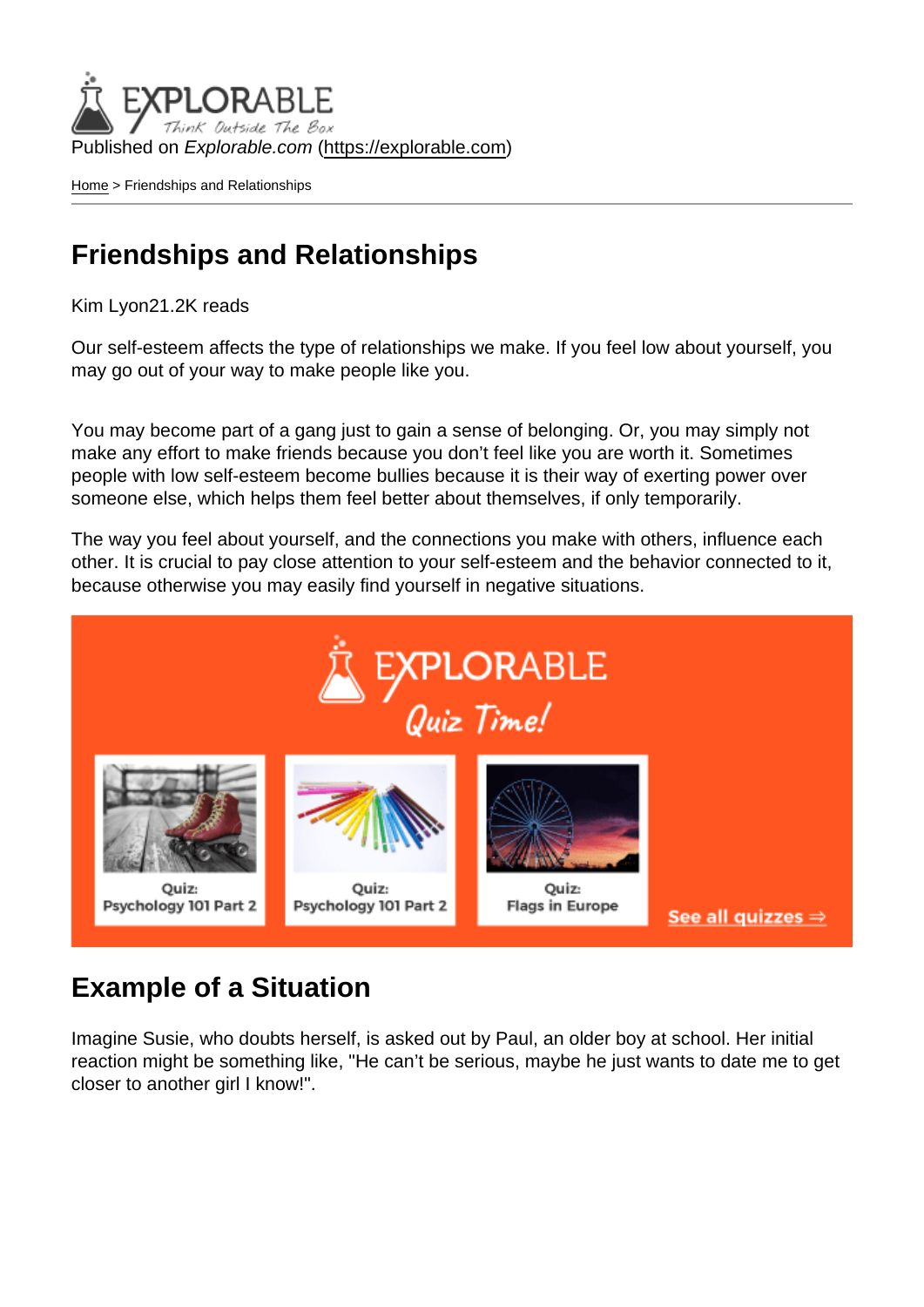Published on *Explorable.com* (https://explorable.com)

Home > Friendships and Relationships

# Friendships and Relationships

Kim Lyon21.2K reads

Our self-esteem affects the type of relationships we make. If you feel low about yourself, you may go out of your way to make people like you.

You may become part of a gang just to gain a sense of belonging. Or, you may simply not make any effort to make friends because you don't feel like you are worth it. Sometimes people with low self-esteem become bullies because it is their way of exerting power over someone else, which helps them feel better about themselves, if only temporarily.

The way you feel about yourself, and the connections you make with others, influence each other. It is crucial to pay close attention to your self-esteem and the behavior connected to it, because otherwise you may easily find yourself in negative situations.

## Example of a Situation

Imagine Susie, who doubts herself, is asked out by Paul, an older boy at school. Her initial reaction might be something like, "He can't be serious, maybe he just wants to date me to get closer to another girl I know!".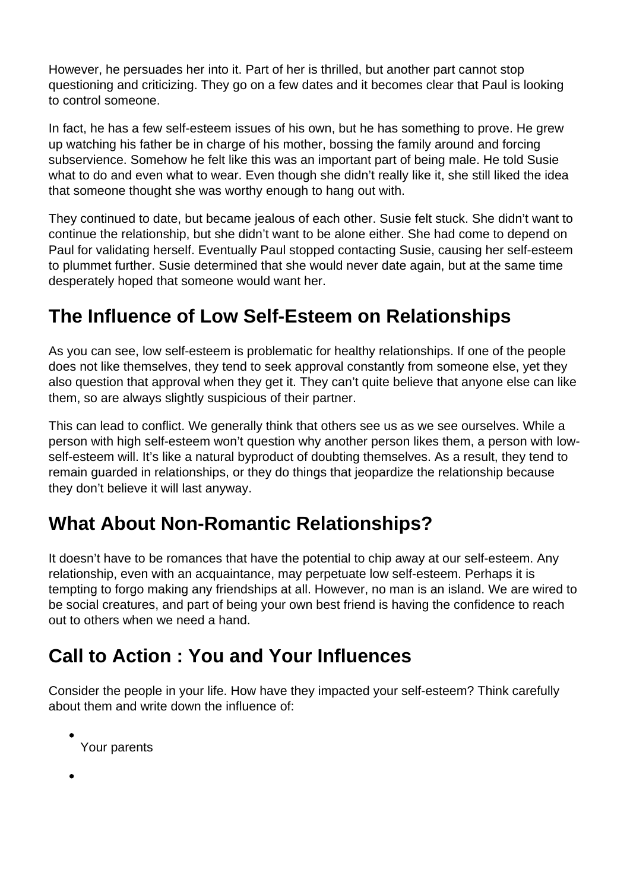However, he persuades her into it. Part of her is thrilled, but another part cannot stop questioning and criticizing. They go on a few dates and it becomes clear that Paul is looking to control someone.

In fact, he has a few self-esteem issues of his own, but he has something to prove. He grew up watching his father be in charge of his mother, bossing the family around and forcing subservience. Somehow he felt like this was an important part of being male. He told Susie what to do and even what to wear. Even though she didn't really like it, she still liked the idea that someone thought she was worthy enough to hang out with.

They continued to date, but became jealous of each other. Susie felt stuck. She didn't want to continue the relationship, but she didn't want to be alone either. She had come to depend on Paul for validating herself. Eventually Paul stopped contacting Susie, causing her self-esteem to plummet further. Susie determined that she would never date again, but at the same time desperately hoped that someone would want her.

## The Influence of Low Self-Esteem on Relationships

As you can see, low self-esteem is problematic for healthy relationships. If one of the people does not like themselves, they tend to seek approval constantly from someone else, yet they also question that approval when they get it. They can't quite believe that anyone else can like them, so are always slightly suspicious of their partner.

This can lead to conflict. We generally think that others see us as we see ourselves. While a person with high self-esteem won't question why another person likes them, a person with low-self-esteem will. It's like a natural byproduct of doubting themselves. As a result, they tend to remain guarded in relationships, or they do things that jeopardize the relationship because they don't believe it will last anyway.

## What About Non-Romantic Relationships?

It doesn't have to be romances that have the potential to chip away at our self-esteem. Any relationship, even with an acquaintance, may perpetuate low self-esteem. Perhaps it is tempting to forgo making any friendships at all. However, no man is an island. We are wired to be social creatures, and part of being your own best friend is having the confidence to reach out to others when we need a hand.

## Call to Action : You and Your Influences

Consider the people in your life. How have they impacted your self-esteem? Think carefully about them and write down the influence of:

- Your parents
-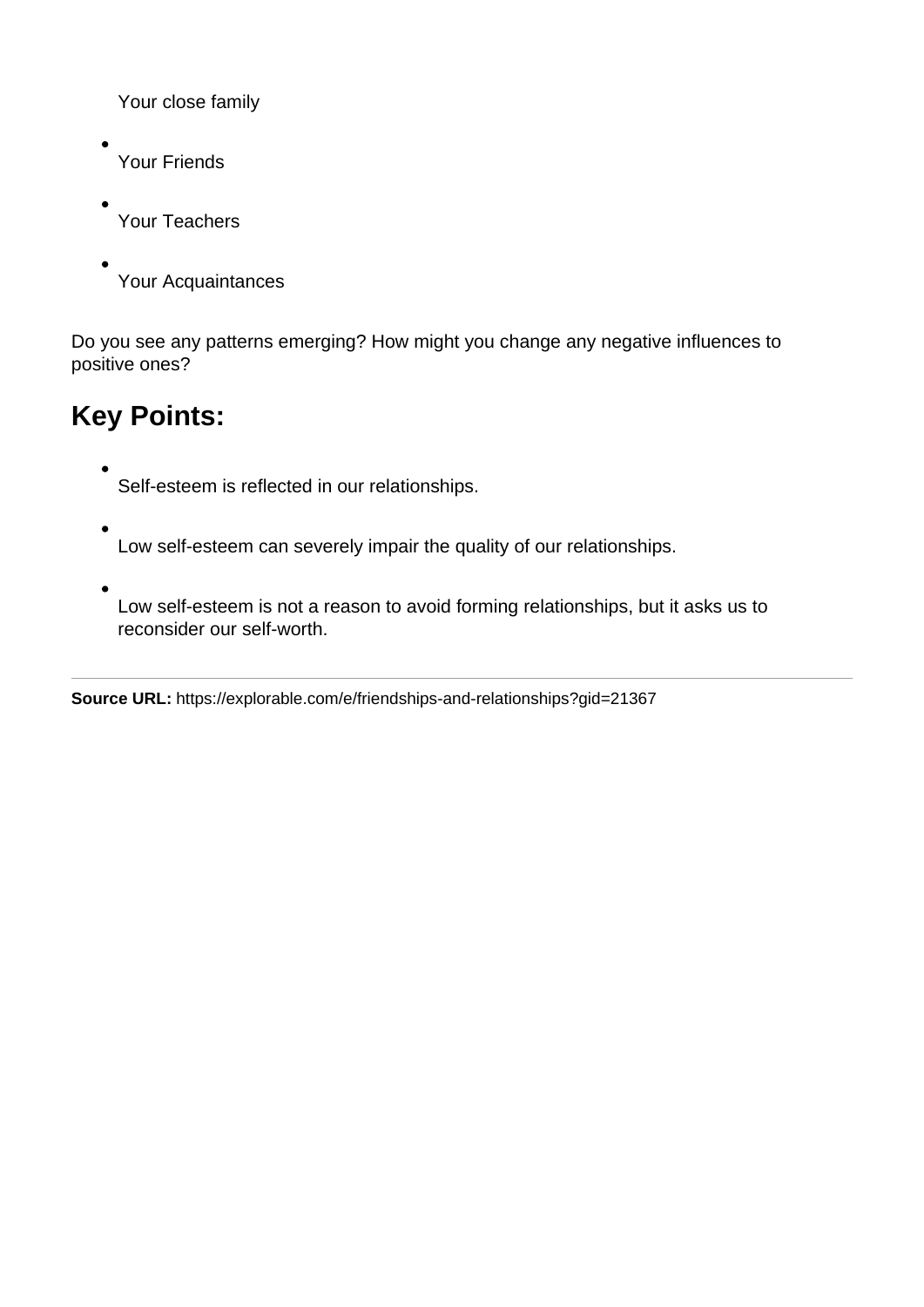- Your close family
- Your Friends
- Your Teachers
- Your Acquaintances

Do you see any patterns emerging? How might you change any negative influences to positive ones?

## Key Points:

- Self-esteem is reflected in our relationships.
- Low self-esteem can severely impair the quality of our relationships.
- Low self-esteem is not a reason to avoid forming relationships, but it asks us to reconsider our self-worth.

---

**Source URL:** https://explorable.com/e/friendships-and-relationships?gid=21367